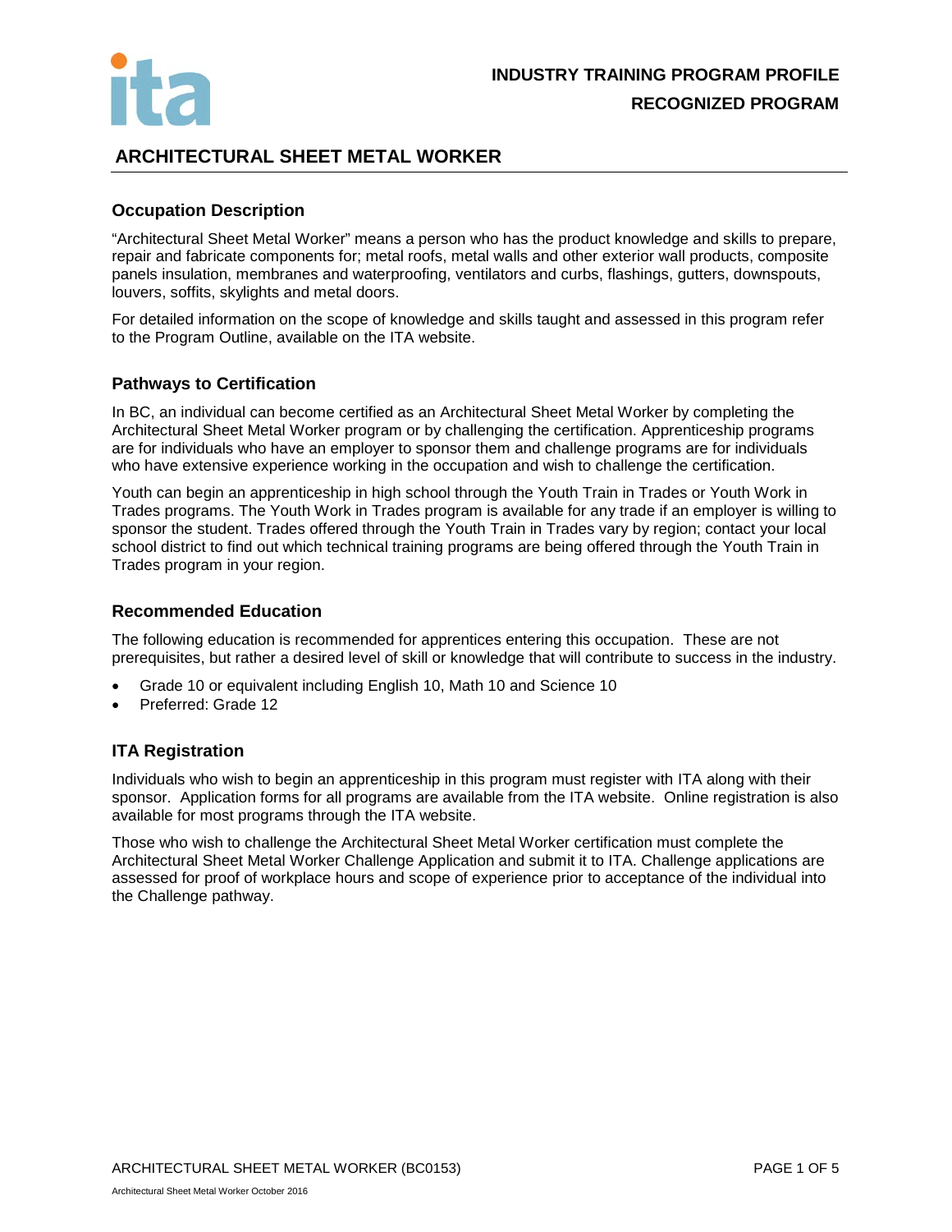**INDUSTRY TRAINING PROGRAM PROFILE**

**RECOGNIZED PROGRAM**

# ARCHITECTURAL SHEET METAL WORKER

## Occupation Description

"Architectural Sheet Metal Worker" means a person who has the product knowledge and skills to prepare, repair and fabricate components for; metal roofs, metal walls and other exterior wall products, composite panels insulation, membranes and waterproofing, ventilators and curbs, flashings, gutters, downspouts, louvers, soffits, skylights and metal doors.

For detailed information on the scope of knowledge and skills taught and assessed in this program refer to the Program Outline, available on the ITA website.

## Pathways to Certification

In BC, an individual can become certified as an Architectural Sheet Metal Worker by completing the Architectural Sheet Metal Worker program or by challenging the certification. Apprenticeship programs are for individuals who have an employer to sponsor them and challenge programs are for individuals who have extensive experience working in the occupation and wish to challenge the certification.

Youth can begin an apprenticeship in high school through the Youth Train in Trades or Youth Work in Trades programs. The Youth Work in Trades program is available for any trade if an employer is willing to sponsor the student. Trades offered through the Youth Train in Trades vary by region; contact your local school district to find out which technical training programs are being offered through the Youth Train in Trades program in your region.

## Recommended Education

The following education is recommended for apprentices entering this occupation. These are not prerequisites, but rather a desired level of skill or knowledge that will contribute to success in the industry.

- Grade 10 or equivalent including English 10, Math 10 and Science 10
- Preferred: Grade 12

## ITA Registration

Individuals who wish to begin an apprenticeship in this program must register with ITA along with their sponsor. Application forms for all programs are available from the ITA website. Online registration is also available for most programs through the ITA website.

Those who wish to challenge the Architectural Sheet Metal Worker certification must complete the Architectural Sheet Metal Worker Challenge Application and submit it to ITA. Challenge applications are assessed for proof of workplace hours and scope of experience prior to acceptance of the individual into the Challenge pathway.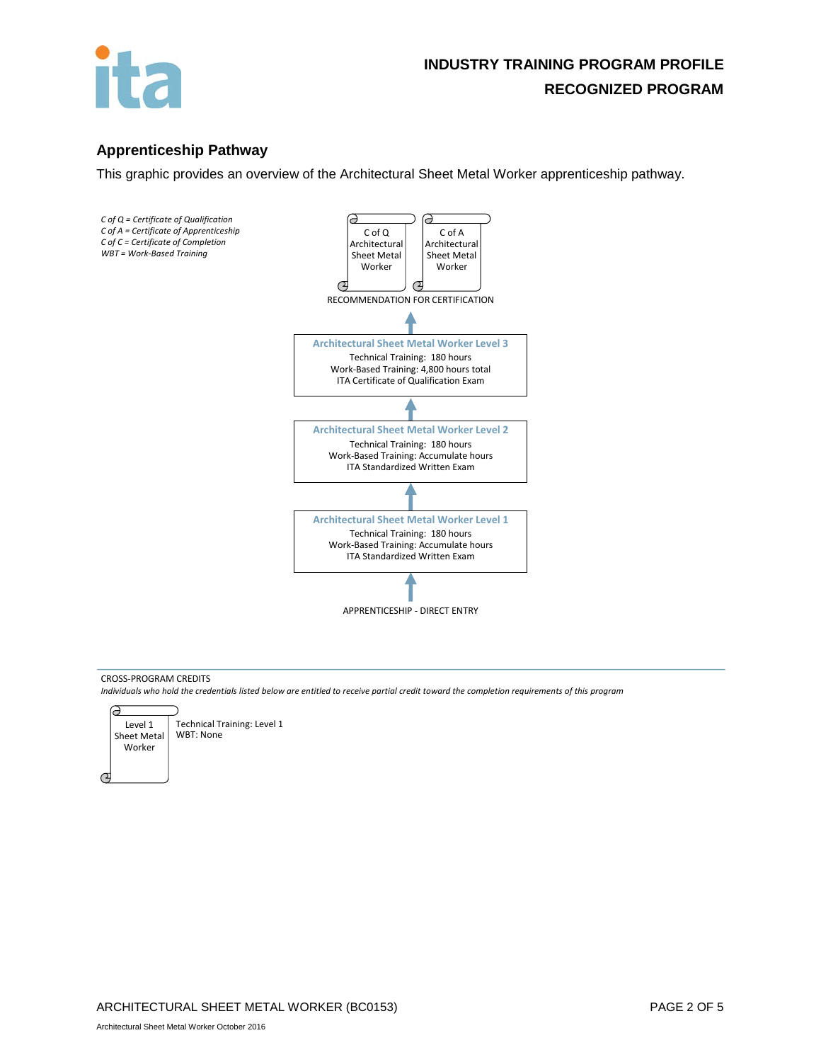## Apprenticeship Pathway

This graphic provides an overview of the Architectural Sheet Metal Worker apprenticeship pathway.

*C of Q = Certificate of Qualification*
*C of A = Certificate of Apprenticeship*
*C of C = Certificate of Completion*
*WBT = Work-Based Training*

C of Q Architectural Sheet Metal Worker

C of A Architectural Sheet Metal Worker

RECOMMENDATION FOR CERTIFICATION

↑

**Architectural Sheet Metal Worker Level 3**
Technical Training: 180 hours
Work-Based Training: 4,800 hours total
ITA Certificate of Qualification Exam

↑

**Architectural Sheet Metal Worker Level 2**
Technical Training: 180 hours
Work-Based Training: Accumulate hours
ITA Standardized Written Exam

↑

**Architectural Sheet Metal Worker Level 1**
Technical Training: 180 hours
Work-Based Training: Accumulate hours
ITA Standardized Written Exam

↑

APPRENTICESHIP - DIRECT ENTRY

---

CROSS-PROGRAM CREDITS

*Individuals who hold the credentials listed below are entitled to receive partial credit toward the completion requirements of this program*

| Credential | Credit |
|---|---|
| Level 1 Sheet Metal Worker | Technical Training: Level 1<br>WBT: None |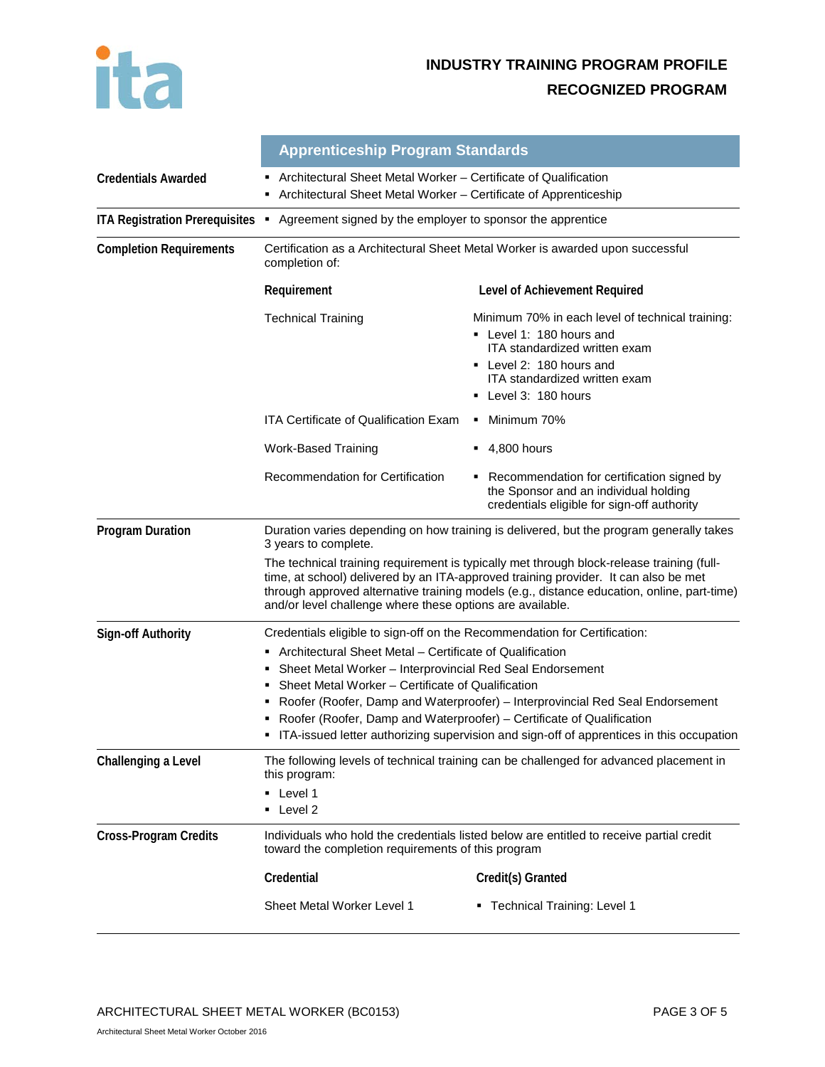# INDUSTRY TRAINING PROGRAM PROFILE
## RECOGNIZED PROGRAM

## Apprenticeship Program Standards

**Credentials Awarded**

- Architectural Sheet Metal Worker – Certificate of Qualification
- Architectural Sheet Metal Worker – Certificate of Apprenticeship

**ITA Registration Prerequisites**

- Agreement signed by the employer to sponsor the apprentice

**Completion Requirements**

Certification as a Architectural Sheet Metal Worker is awarded upon successful completion of:

| Requirement | Level of Achievement Required |
|---|---|
| Technical Training | Minimum 70% in each level of technical training:<br>▪ Level 1: 180 hours and ITA standardized written exam<br>▪ Level 2: 180 hours and ITA standardized written exam<br>▪ Level 3: 180 hours |
| ITA Certificate of Qualification Exam | ▪ Minimum 70% |
| Work-Based Training | ▪ 4,800 hours |
| Recommendation for Certification | ▪ Recommendation for certification signed by the Sponsor and an individual holding credentials eligible for sign-off authority |

**Program Duration**

Duration varies depending on how training is delivered, but the program generally takes 3 years to complete.

The technical training requirement is typically met through block-release training (full-time, at school) delivered by an ITA-approved training provider. It can also be met through approved alternative training models (e.g., distance education, online, part-time) and/or level challenge where these options are available.

**Sign-off Authority**

Credentials eligible to sign-off on the Recommendation for Certification:

- Architectural Sheet Metal – Certificate of Qualification
- Sheet Metal Worker – Interprovincial Red Seal Endorsement
- Sheet Metal Worker – Certificate of Qualification
- Roofer (Roofer, Damp and Waterproofer) – Interprovincial Red Seal Endorsement
- Roofer (Roofer, Damp and Waterproofer) – Certificate of Qualification
- ITA-issued letter authorizing supervision and sign-off of apprentices in this occupation

**Challenging a Level**

The following levels of technical training can be challenged for advanced placement in this program:

- Level 1
- Level 2

**Cross-Program Credits**

Individuals who hold the credentials listed below are entitled to receive partial credit toward the completion requirements of this program

| Credential | Credit(s) Granted |
|---|---|
| Sheet Metal Worker Level 1 | ▪ Technical Training: Level 1 |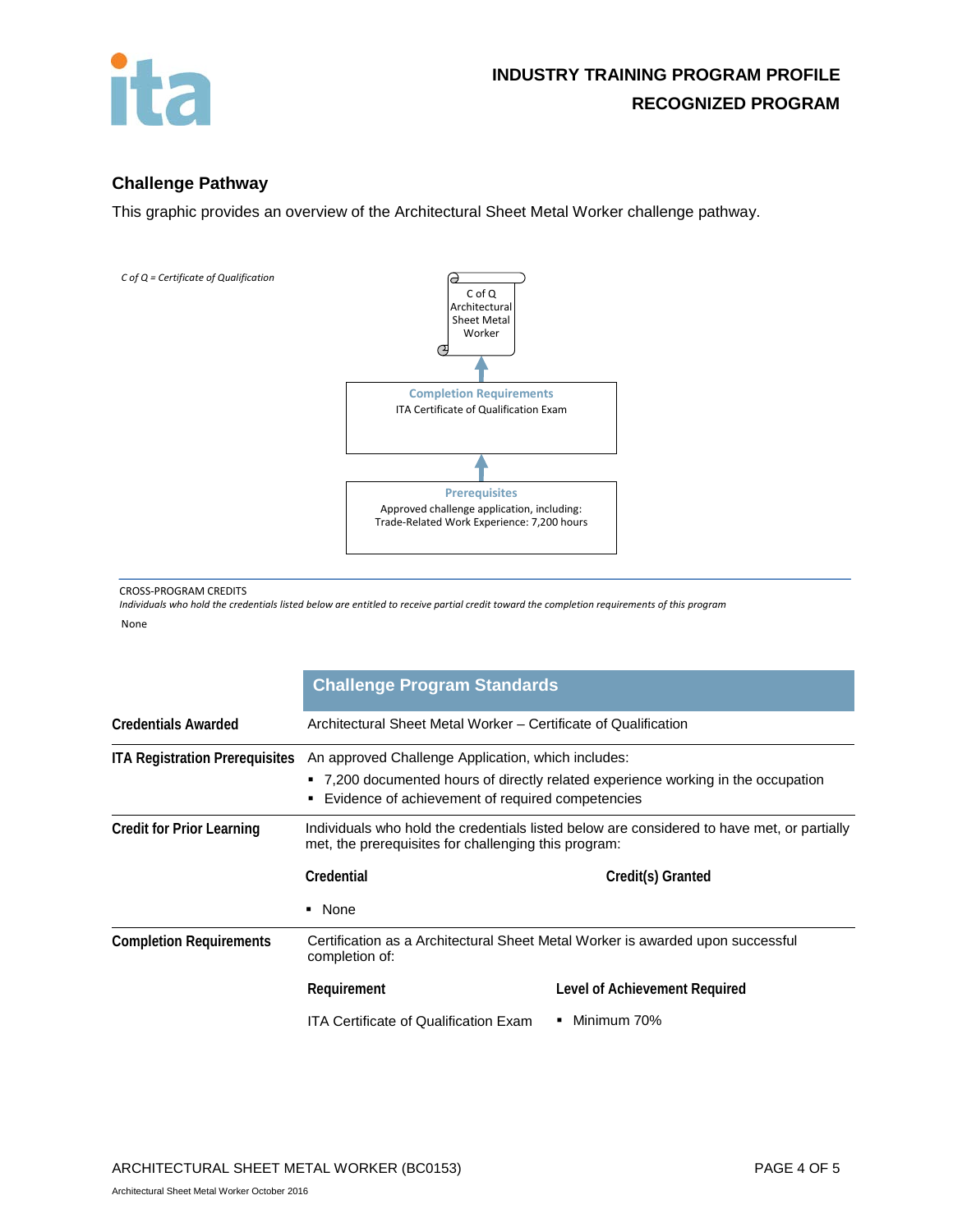## Challenge Pathway

This graphic provides an overview of the Architectural Sheet Metal Worker challenge pathway.

*C of Q = Certificate of Qualification*

C of Q Architectural Sheet Metal Worker

↑

**Completion Requirements**
ITA Certificate of Qualification Exam

↑

**Prerequisites**
Approved challenge application, including:
Trade-Related Work Experience: 7,200 hours

CROSS-PROGRAM CREDITS
*Individuals who hold the credentials listed below are entitled to receive partial credit toward the completion requirements of this program*

None

## Challenge Program Standards

**Credentials Awarded**

Architectural Sheet Metal Worker – Certificate of Qualification

**ITA Registration Prerequisites**

An approved Challenge Application, which includes:

- 7,200 documented hours of directly related experience working in the occupation
- Evidence of achievement of required competencies

**Credit for Prior Learning**

Individuals who hold the credentials listed below are considered to have met, or partially met, the prerequisites for challenging this program:

| Credential | Credit(s) Granted |
|---|---|
| None | |

**Completion Requirements**

Certification as a Architectural Sheet Metal Worker is awarded upon successful completion of:

| Requirement | Level of Achievement Required |
|---|---|
| ITA Certificate of Qualification Exam | Minimum 70% |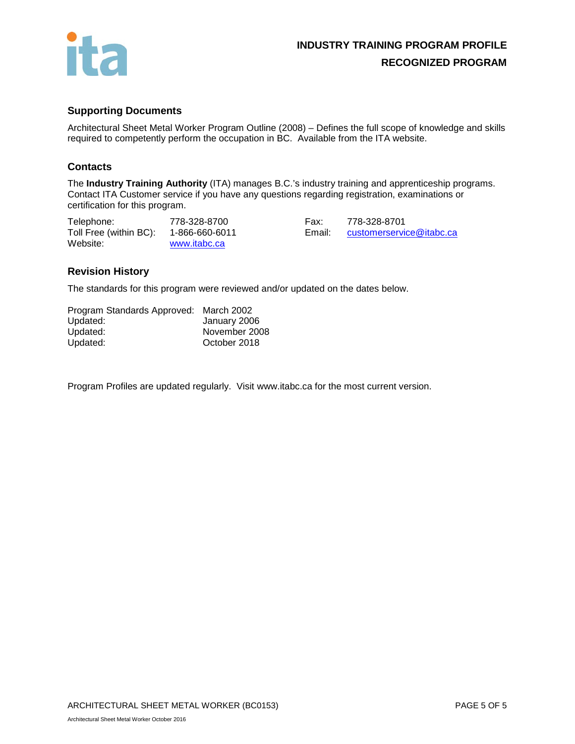## Supporting Documents

Architectural Sheet Metal Worker Program Outline (2008) – Defines the full scope of knowledge and skills required to competently perform the occupation in BC. Available from the ITA website.

## Contacts

The **Industry Training Authority** (ITA) manages B.C.'s industry training and apprenticeship programs. Contact ITA Customer service if you have any questions regarding registration, examinations or certification for this program.

| | | | |
|---|---|---|---|
| Telephone: | 778-328-8700 | Fax: | 778-328-8701 |
| Toll Free (within BC): | 1-866-660-6011 | Email: | customerservice@itabc.ca |
| Website: | www.itabc.ca | | |

## Revision History

The standards for this program were reviewed and/or updated on the dates below.

| | |
|---|---|
| Program Standards Approved: | March 2002 |
| Updated: | January 2006 |
| Updated: | November 2008 |
| Updated: | October 2018 |

Program Profiles are updated regularly. Visit www.itabc.ca for the most current version.